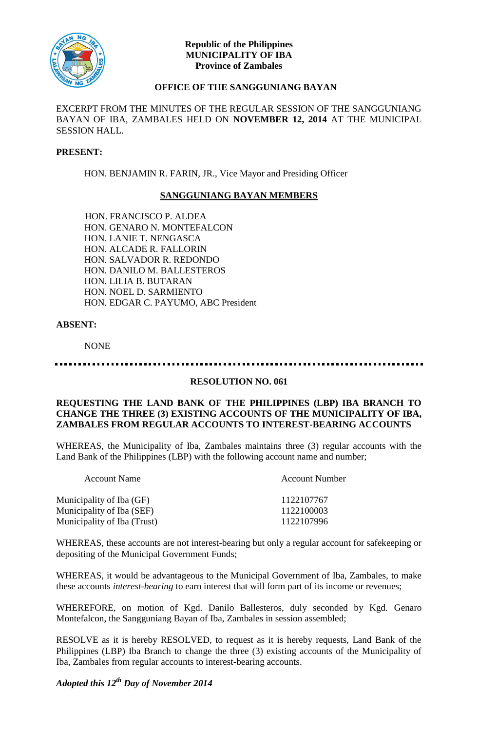**Republic of the Philippines**
**MUNICIPALITY OF IBA**
**Province of Zambales**

**OFFICE OF THE SANGGUNIANG BAYAN**

EXCERPT FROM THE MINUTES OF THE REGULAR SESSION OF THE SANGGUNIANG BAYAN OF IBA, ZAMBALES HELD ON **NOVEMBER 12, 2014** AT THE MUNICIPAL SESSION HALL.

**PRESENT:**

HON. BENJAMIN R. FARIN, JR., Vice Mayor and Presiding Officer

**SANGGUNIANG BAYAN MEMBERS**

HON. FRANCISCO P. ALDEA
HON. GENARO N. MONTEFALCON
HON. LANIE T. NENGASCA
HON. ALCADE R. FALLORIN
HON. SALVADOR R. REDONDO
HON. DANILO M. BALLESTEROS
HON. LILIA B. BUTARAN
HON. NOEL D. SARMIENTO
HON. EDGAR C. PAYUMO, ABC President

**ABSENT:**

NONE

---

**RESOLUTION NO. 061**

**REQUESTING THE LAND BANK OF THE PHILIPPINES (LBP) IBA BRANCH TO CHANGE THE THREE (3) EXISTING ACCOUNTS OF THE MUNICIPALITY OF IBA, ZAMBALES FROM REGULAR ACCOUNTS TO INTEREST-BEARING ACCOUNTS**

WHEREAS, the Municipality of Iba, Zambales maintains three (3) regular accounts with the Land Bank of the Philippines (LBP) with the following account name and number;

| Account Name | Account Number |
|---|---|
| Municipality of Iba (GF) | 1122107767 |
| Municipality of Iba (SEF) | 1122100003 |
| Municipality of Iba (Trust) | 1122107996 |

WHEREAS, these accounts are not interest-bearing but only a regular account for safekeeping or depositing of the Municipal Government Funds;

WHEREAS, it would be advantageous to the Municipal Government of Iba, Zambales, to make these accounts *interest-bearing* to earn interest that will form part of its income or revenues;

WHEREFORE, on motion of Kgd. Danilo Ballesteros, duly seconded by Kgd. Genaro Montefalcon, the Sangguniang Bayan of Iba, Zambales in session assembled;

RESOLVE as it is hereby RESOLVED, to request as it is hereby requests, Land Bank of the Philippines (LBP) Iba Branch to change the three (3) existing accounts of the Municipality of Iba, Zambales from regular accounts to interest-bearing accounts.

***Adopted this 12th Day of November 2014***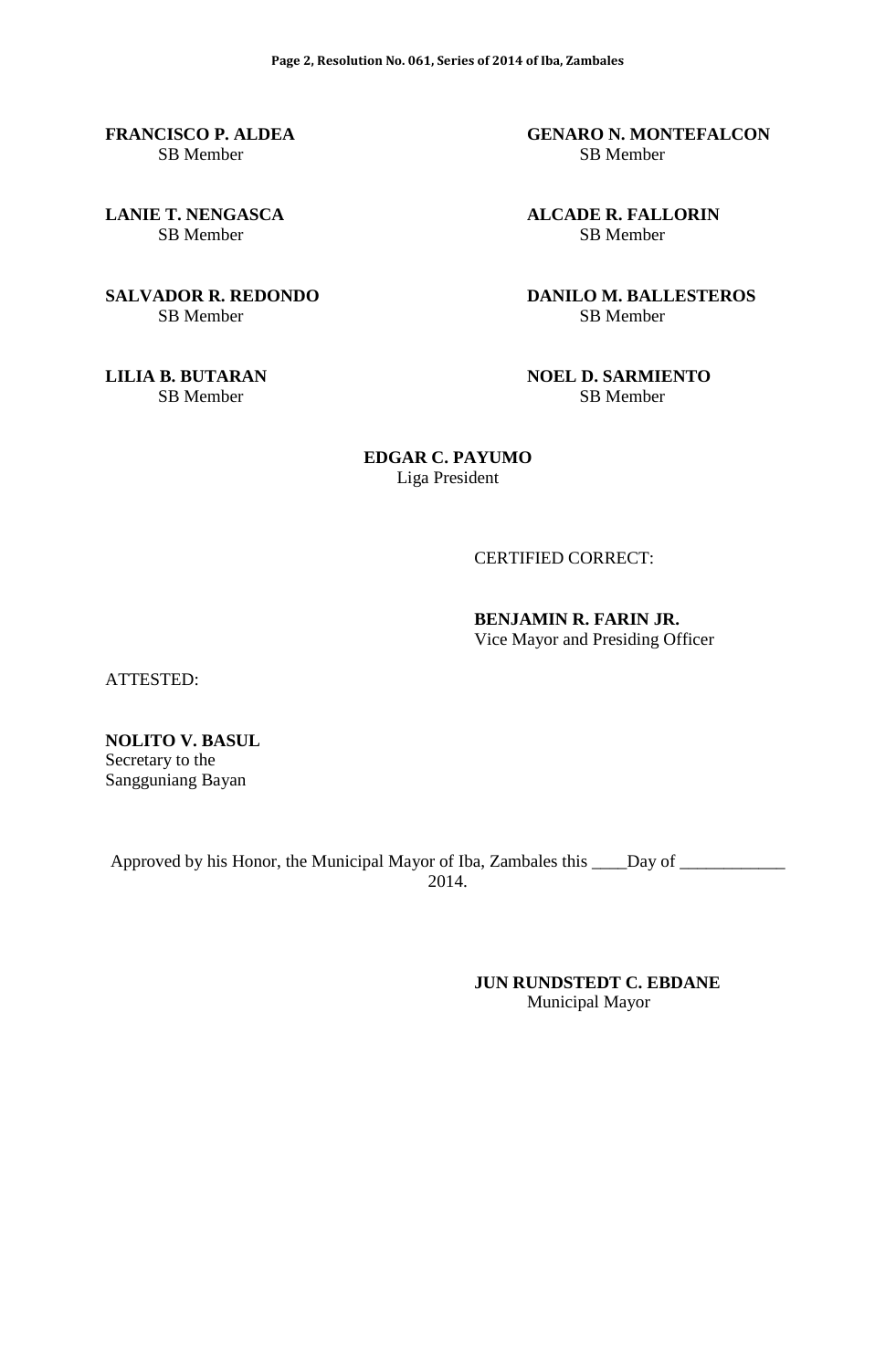**FRANCISCO P. ALDEA**
SB Member

**GENARO N. MONTEFALCON**
SB Member

**LANIE T. NENGASCA**
SB Member

**ALCADE R. FALLORIN**
SB Member

**SALVADOR R. REDONDO**
SB Member

**DANILO M. BALLESTEROS**
SB Member

**LILIA B. BUTARAN**
SB Member

**NOEL D. SARMIENTO**
SB Member

**EDGAR C. PAYUMO**
Liga President

CERTIFIED CORRECT:

**BENJAMIN R. FARIN JR.**
Vice Mayor and Presiding Officer

ATTESTED:

**NOLITO V. BASUL**
Secretary to the
Sangguniang Bayan

Approved by his Honor, the Municipal Mayor of Iba, Zambales this ____Day of ____________ 2014.

**JUN RUNDSTEDT C. EBDANE**
Municipal Mayor